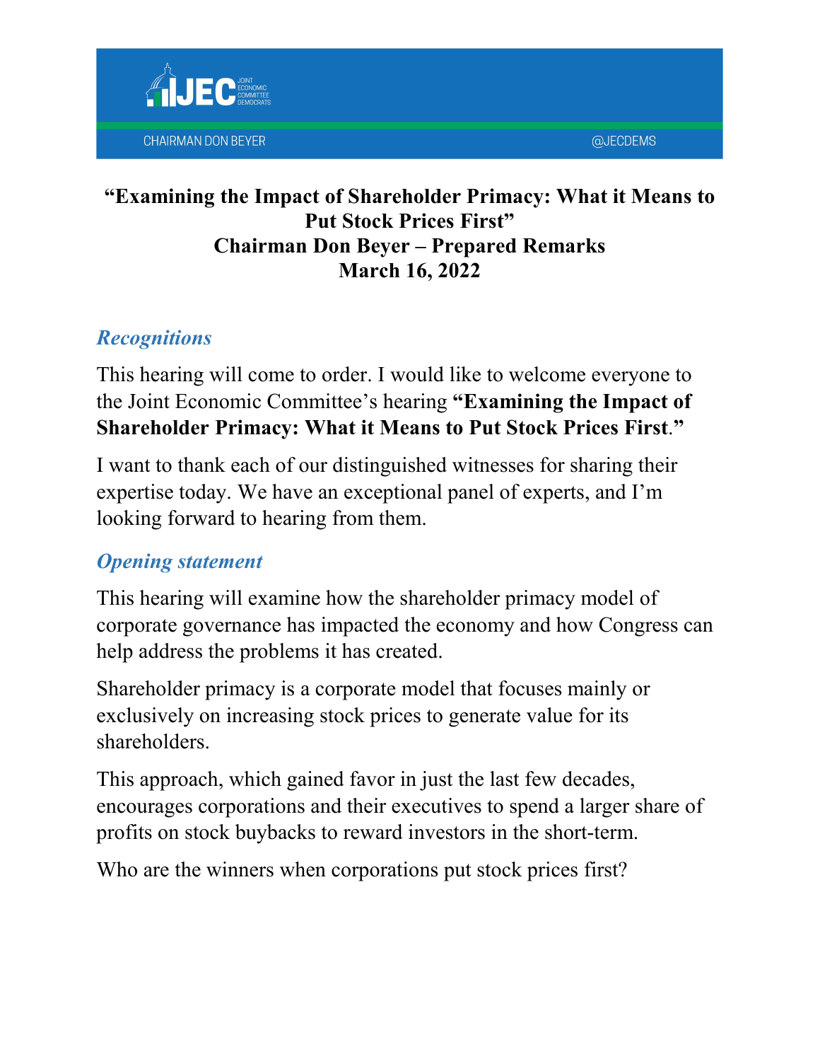JEC JOINT ECONOMIC COMMITTEE DEMOCRATS

CHAIRMAN DON BEYER @JECDEMS

# "Examining the Impact of Shareholder Primacy: What it Means to Put Stock Prices First"
# Chairman Don Beyer – Prepared Remarks
# March 16, 2022

## *Recognitions*

This hearing will come to order. I would like to welcome everyone to the Joint Economic Committee's hearing **"Examining the Impact of Shareholder Primacy: What it Means to Put Stock Prices First."**

I want to thank each of our distinguished witnesses for sharing their expertise today. We have an exceptional panel of experts, and I'm looking forward to hearing from them.

## *Opening statement*

This hearing will examine how the shareholder primacy model of corporate governance has impacted the economy and how Congress can help address the problems it has created.

Shareholder primacy is a corporate model that focuses mainly or exclusively on increasing stock prices to generate value for its shareholders.

This approach, which gained favor in just the last few decades, encourages corporations and their executives to spend a larger share of profits on stock buybacks to reward investors in the short-term.

Who are the winners when corporations put stock prices first?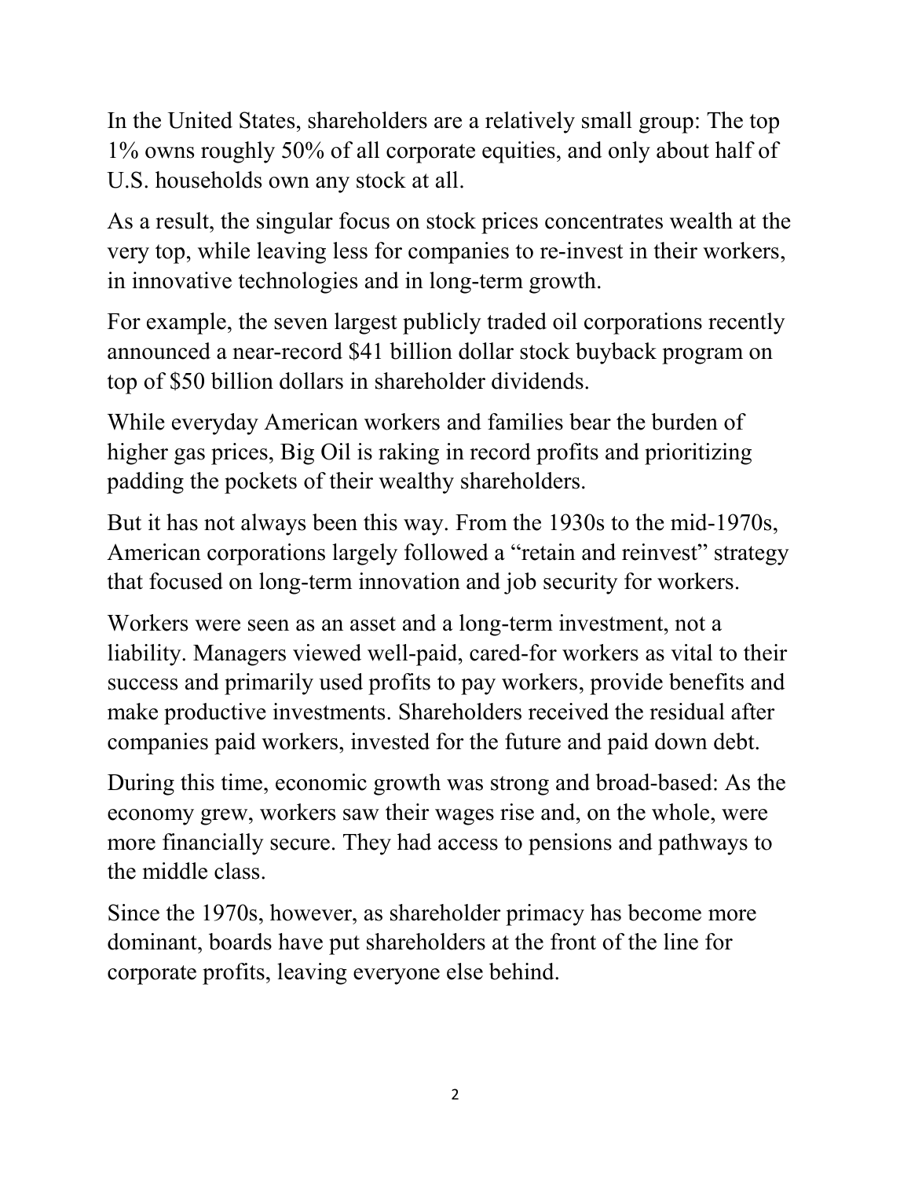In the United States, shareholders are a relatively small group: The top 1% owns roughly 50% of all corporate equities, and only about half of U.S. households own any stock at all.

As a result, the singular focus on stock prices concentrates wealth at the very top, while leaving less for companies to re-invest in their workers, in innovative technologies and in long-term growth.

For example, the seven largest publicly traded oil corporations recently announced a near-record $41 billion dollar stock buyback program on top of $50 billion dollars in shareholder dividends.

While everyday American workers and families bear the burden of higher gas prices, Big Oil is raking in record profits and prioritizing padding the pockets of their wealthy shareholders.

But it has not always been this way. From the 1930s to the mid-1970s, American corporations largely followed a "retain and reinvest" strategy that focused on long-term innovation and job security for workers.

Workers were seen as an asset and a long-term investment, not a liability. Managers viewed well-paid, cared-for workers as vital to their success and primarily used profits to pay workers, provide benefits and make productive investments. Shareholders received the residual after companies paid workers, invested for the future and paid down debt.

During this time, economic growth was strong and broad-based: As the economy grew, workers saw their wages rise and, on the whole, were more financially secure. They had access to pensions and pathways to the middle class.

Since the 1970s, however, as shareholder primacy has become more dominant, boards have put shareholders at the front of the line for corporate profits, leaving everyone else behind.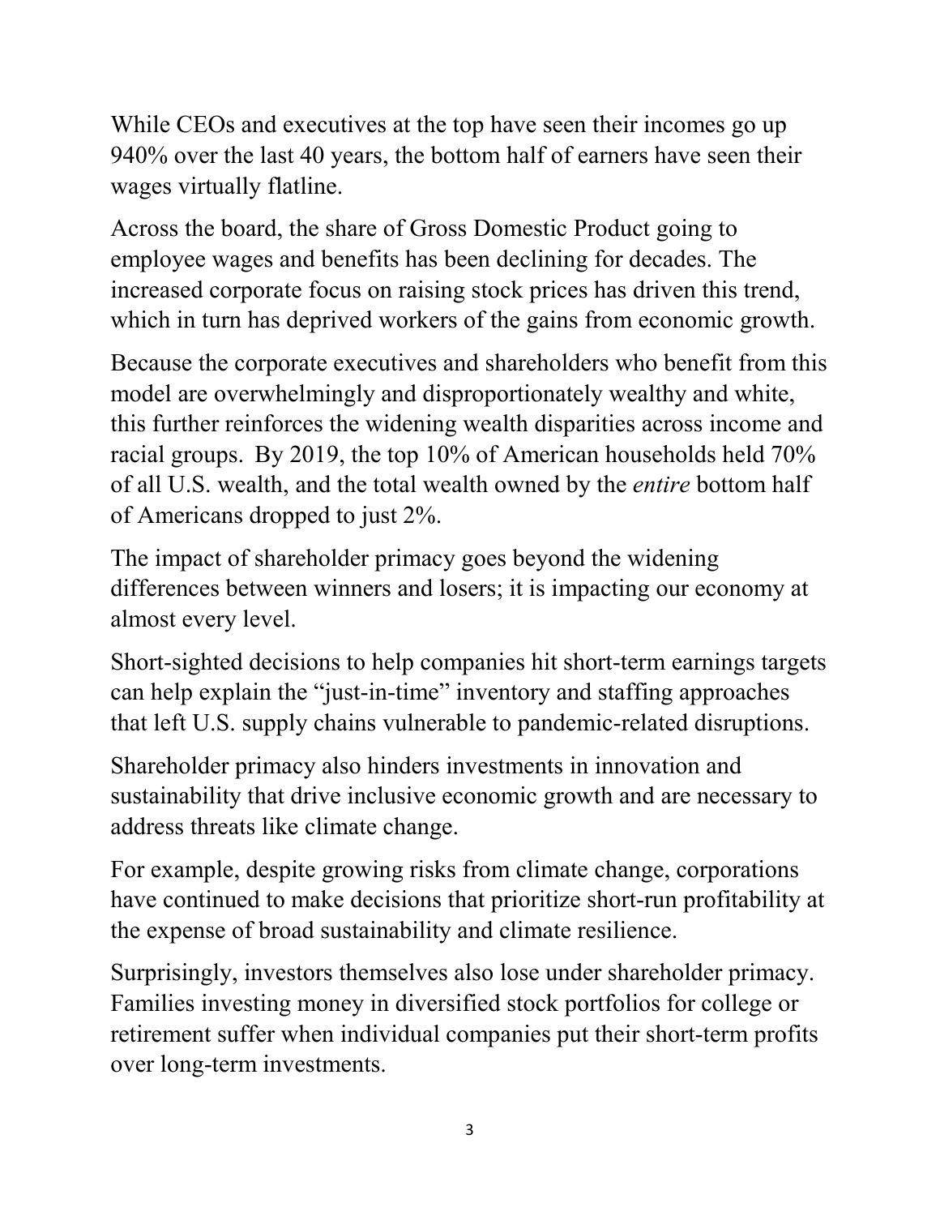While CEOs and executives at the top have seen their incomes go up 940% over the last 40 years, the bottom half of earners have seen their wages virtually flatline.

Across the board, the share of Gross Domestic Product going to employee wages and benefits has been declining for decades. The increased corporate focus on raising stock prices has driven this trend, which in turn has deprived workers of the gains from economic growth.

Because the corporate executives and shareholders who benefit from this model are overwhelmingly and disproportionately wealthy and white, this further reinforces the widening wealth disparities across income and racial groups. By 2019, the top 10% of American households held 70% of all U.S. wealth, and the total wealth owned by the *entire* bottom half of Americans dropped to just 2%.

The impact of shareholder primacy goes beyond the widening differences between winners and losers; it is impacting our economy at almost every level.

Short-sighted decisions to help companies hit short-term earnings targets can help explain the "just-in-time" inventory and staffing approaches that left U.S. supply chains vulnerable to pandemic-related disruptions.

Shareholder primacy also hinders investments in innovation and sustainability that drive inclusive economic growth and are necessary to address threats like climate change.

For example, despite growing risks from climate change, corporations have continued to make decisions that prioritize short-run profitability at the expense of broad sustainability and climate resilience.

Surprisingly, investors themselves also lose under shareholder primacy. Families investing money in diversified stock portfolios for college or retirement suffer when individual companies put their short-term profits over long-term investments.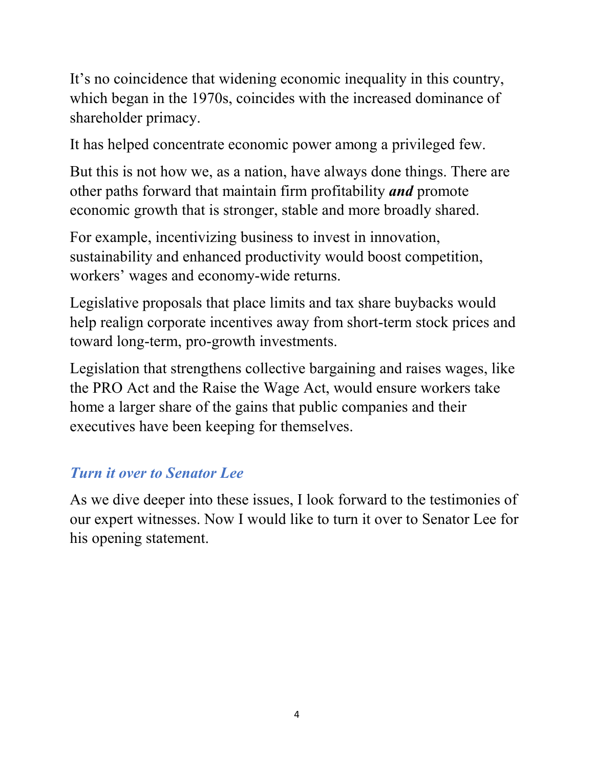It's no coincidence that widening economic inequality in this country, which began in the 1970s, coincides with the increased dominance of shareholder primacy.

It has helped concentrate economic power among a privileged few.

But this is not how we, as a nation, have always done things. There are other paths forward that maintain firm profitability ***and*** promote economic growth that is stronger, stable and more broadly shared.

For example, incentivizing business to invest in innovation, sustainability and enhanced productivity would boost competition, workers' wages and economy-wide returns.

Legislative proposals that place limits and tax share buybacks would help realign corporate incentives away from short-term stock prices and toward long-term, pro-growth investments.

Legislation that strengthens collective bargaining and raises wages, like the PRO Act and the Raise the Wage Act, would ensure workers take home a larger share of the gains that public companies and their executives have been keeping for themselves.

### ***Turn it over to Senator Lee***

As we dive deeper into these issues, I look forward to the testimonies of our expert witnesses. Now I would like to turn it over to Senator Lee for his opening statement.